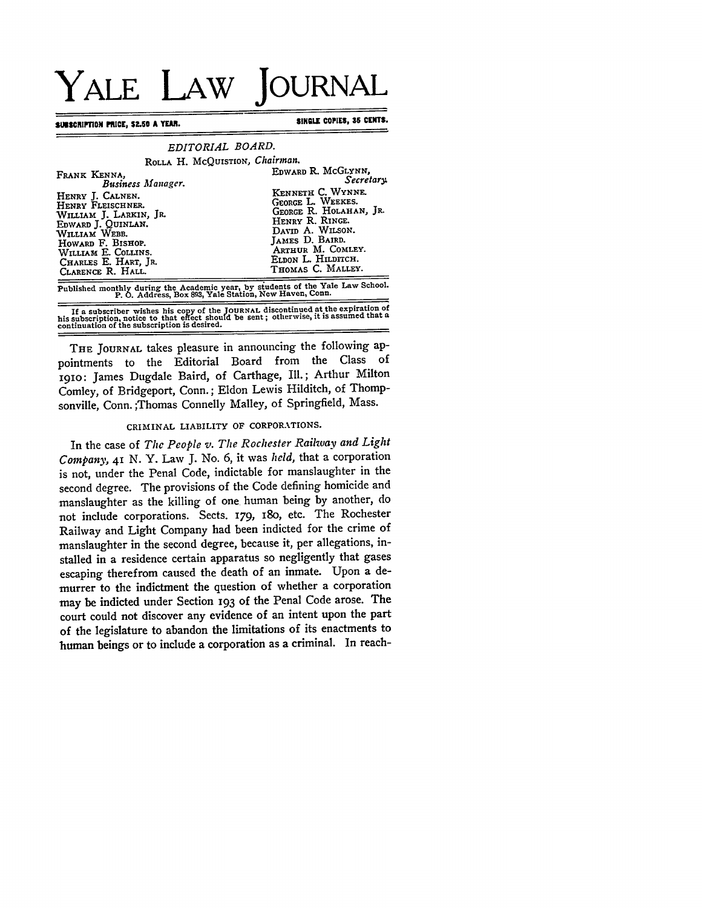# YALE LAW JOURNAL

SUBSCRIPTION PRICE, $2.50 A YEAR. SINGLE COPIES, 35 CENTS.

*EDITORIAL BOARD.*

ROLLA H. MCQUISTION, *Chairman.*

FRANK KENNA, *Business Manager.*

EDWARD R. MCGLYNN, *Secretary.*

HENRY J. CALNEN.
HENRY FLEISCHNER.
WILLIAM J. LARKIN, JR.
EDWARD J. QUINLAN.
WILLIAM WEBB.
HOWARD F. BISHOP.
WILLIAM E. COLLINS.
CHARLES E. HART, JR.
CLARENCE R. HALL.

KENNETH C. WYNNE.
GEORGE L. WEEKES.
GEORGE R. HOLAHAN, JR.
HENRY R. RINGE.
DAVID A. WILSON.
JAMES D. BAIRD.
ARTHUR M. COMLEY.
ELDON L. HILDITCH.
THOMAS C. MALLEY.

Published monthly during the Academic year, by students of the Yale Law School. P. O. Address, Box 893, Yale Station, New Haven, Conn.

If a subscriber wishes his copy of the JOURNAL discontinued at the expiration of his subscription, notice to that effect should be sent; otherwise, it is assumed that a continuation of the subscription is desired.

THE JOURNAL takes pleasure in announcing the following appointments to the Editorial Board from the Class of 1910: James Dugdale Baird, of Carthage, Ill.; Arthur Milton Comley, of Bridgeport, Conn.; Eldon Lewis Hilditch, of Thompsonville, Conn.;Thomas Connelly Malley, of Springfield, Mass.

### CRIMINAL LIABILITY OF CORPORATIONS.

In the case of *The People v. The Rochester Railway and Light Company*, 41 N. Y. Law J. No. 6, it was *held*, that a corporation is not, under the Penal Code, indictable for manslaughter in the second degree. The provisions of the Code defining homicide and manslaughter as the killing of one human being by another, do not include corporations. Sects. 179, 180, etc. The Rochester Railway and Light Company had been indicted for the crime of manslaughter in the second degree, because it, per allegations, installed in a residence certain apparatus so negligently that gases escaping therefrom caused the death of an inmate. Upon a demurrer to the indictment the question of whether a corporation may be indicted under Section 193 of the Penal Code arose. The court could not discover any evidence of an intent upon the part of the legislature to abandon the limitations of its enactments to human beings or to include a corporation as a criminal. In reach-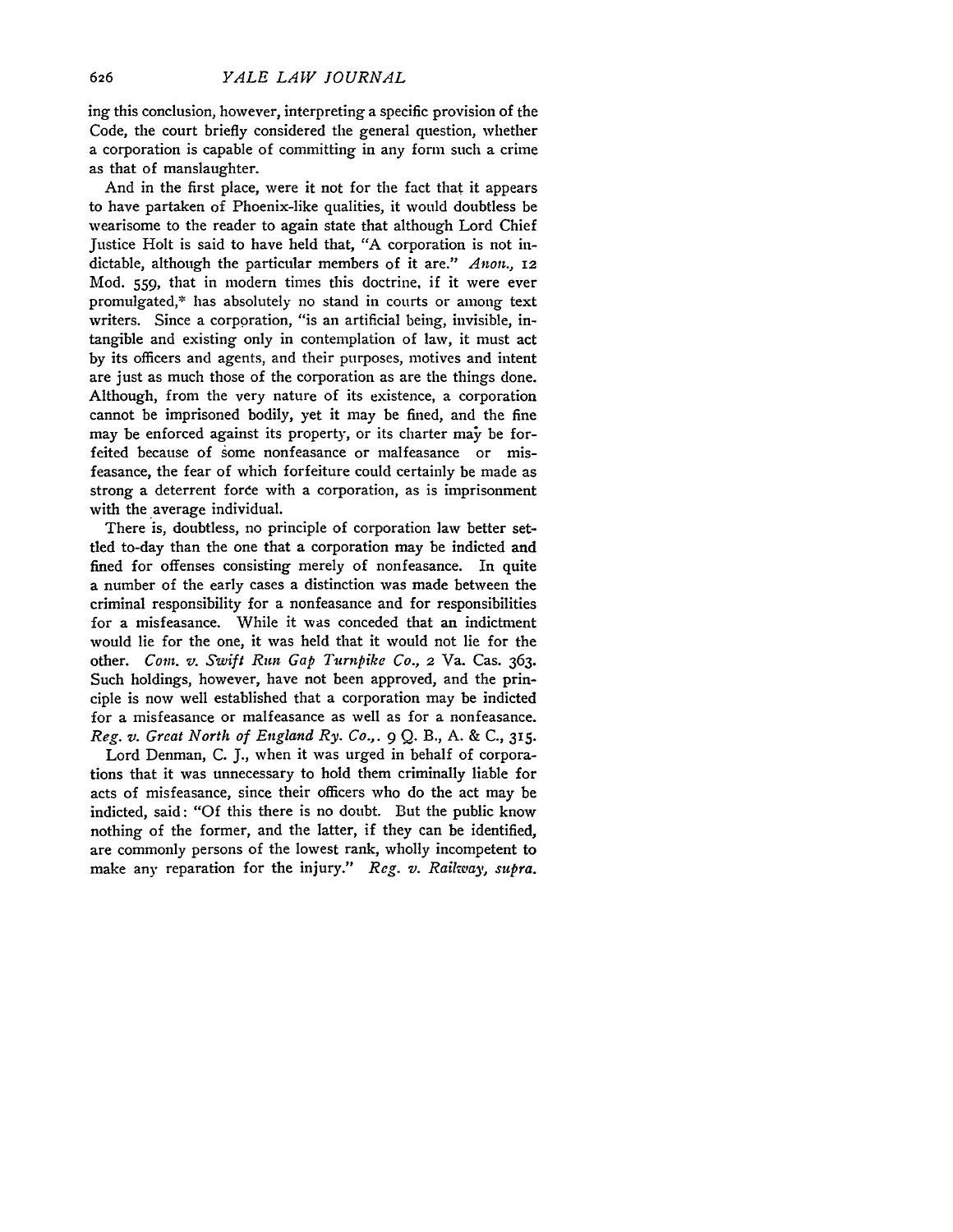ing this conclusion, however, interpreting a specific provision of the Code, the court briefly considered the general question, whether a corporation is capable of committing in any form such a crime as that of manslaughter.

And in the first place, were it not for the fact that it appears to have partaken of Phoenix-like qualities, it would doubtless be wearisome to the reader to again state that although Lord Chief Justice Holt is said to have held that, "A corporation is not indictable, although the particular members of it are." *Anon.*, 12 Mod. 559, that in modern times this doctrine, if it were ever promulgated,* has absolutely no stand in courts or among text writers. Since a corporation, "is an artificial being, invisible, intangible and existing only in contemplation of law, it must act by its officers and agents, and their purposes, motives and intent are just as much those of the corporation as are the things done. Although, from the very nature of its existence, a corporation cannot be imprisoned bodily, yet it may be fined, and the fine may be enforced against its property, or its charter may be forfeited because of some nonfeasance or malfeasance or misfeasance, the fear of which forfeiture could certainly be made as strong a deterrent force with a corporation, as is imprisonment with the average individual.

There is, doubtless, no principle of corporation law better settled to-day than the one that a corporation may be indicted and fined for offenses consisting merely of nonfeasance. In quite a number of the early cases a distinction was made between the criminal responsibility for a nonfeasance and for responsibilities for a misfeasance. While it was conceded that an indictment would lie for the one, it was held that it would not lie for the other. *Com. v. Swift Run Gap Turnpike Co.*, 2 Va. Cas. 363. Such holdings, however, have not been approved, and the principle is now well established that a corporation may be indicted for a misfeasance or malfeasance as well as for a nonfeasance. *Reg. v. Great North of England Ry. Co.*,. 9 Q. B., A. & C., 315.

Lord Denman, C. J., when it was urged in behalf of corporations that it was unnecessary to hold them criminally liable for acts of misfeasance, since their officers who do the act may be indicted, said: "Of this there is no doubt. But the public know nothing of the former, and the latter, if they can be identified, are commonly persons of the lowest rank, wholly incompetent to make any reparation for the injury." *Reg. v. Railway, supra.*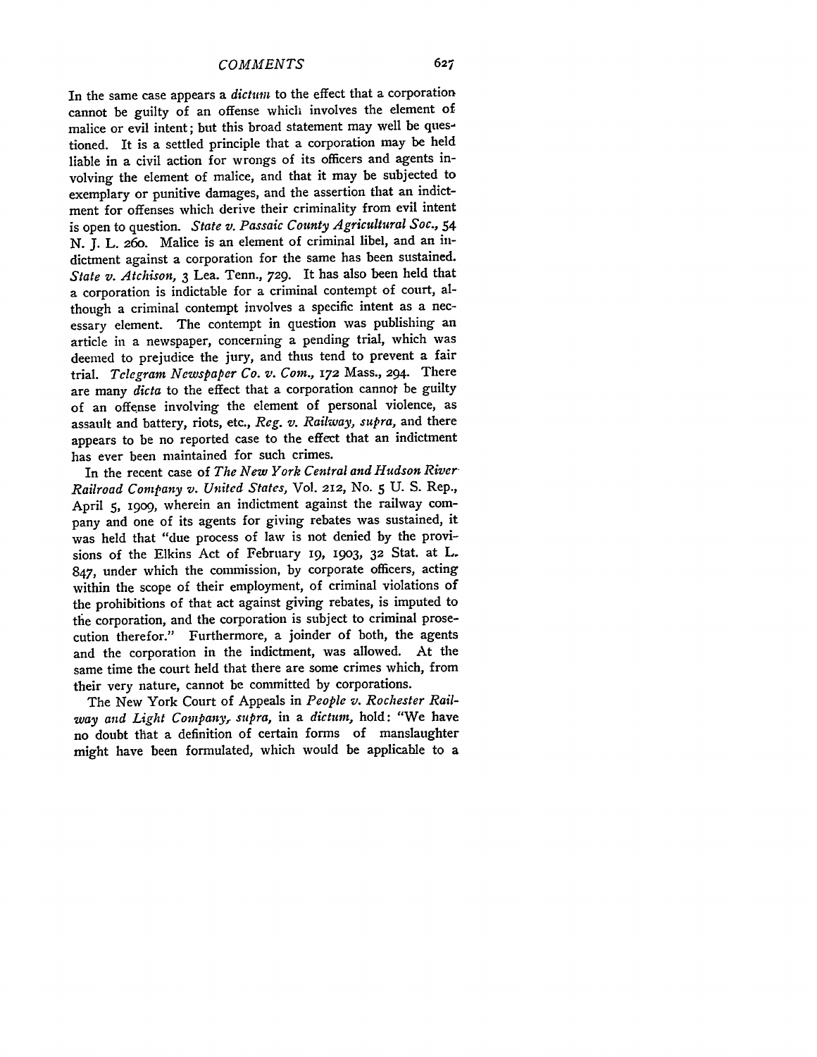In the same case appears a *dictum* to the effect that a corporation cannot be guilty of an offense which involves the element of malice or evil intent; but this broad statement may well be questioned. It is a settled principle that a corporation may be held liable in a civil action for wrongs of its officers and agents involving the element of malice, and that it may be subjected to exemplary or punitive damages, and the assertion that an indictment for offenses which derive their criminality from evil intent is open to question. *State v. Passaic County Agricultural Soc.*, 54 N. J. L. 260. Malice is an element of criminal libel, and an indictment against a corporation for the same has been sustained. *State v. Atchison*, 3 Lea. Tenn., 729. It has also been held that a corporation is indictable for a criminal contempt of court, although a criminal contempt involves a specific intent as a necessary element. The contempt in question was publishing an article in a newspaper, concerning a pending trial, which was deemed to prejudice the jury, and thus tend to prevent a fair trial. *Telegram Newspaper Co. v. Com.*, 172 Mass., 294. There are many *dicta* to the effect that a corporation cannot be guilty of an offense involving the element of personal violence, as assault and battery, riots, etc., *Reg. v. Railway, supra*, and there appears to be no reported case to the effect that an indictment has ever been maintained for such crimes.

In the recent case of *The New York Central and Hudson River Railroad Company v. United States*, Vol. 212, No. 5 U. S. Rep., April 5, 1909, wherein an indictment against the railway company and one of its agents for giving rebates was sustained, it was held that "due process of law is not denied by the provisions of the Elkins Act of February 19, 1903, 32 Stat. at L. 847, under which the commission, by corporate officers, acting within the scope of their employment, of criminal violations of the prohibitions of that act against giving rebates, is imputed to the corporation, and the corporation is subject to criminal prosecution therefor." Furthermore, a joinder of both, the agents and the corporation in the indictment, was allowed. At the same time the court held that there are some crimes which, from their very nature, cannot be committed by corporations.

The New York Court of Appeals in *People v. Rochester Railway and Light Company, supra*, in a *dictum*, hold: "We have no doubt that a definition of certain forms of manslaughter might have been formulated, which would be applicable to a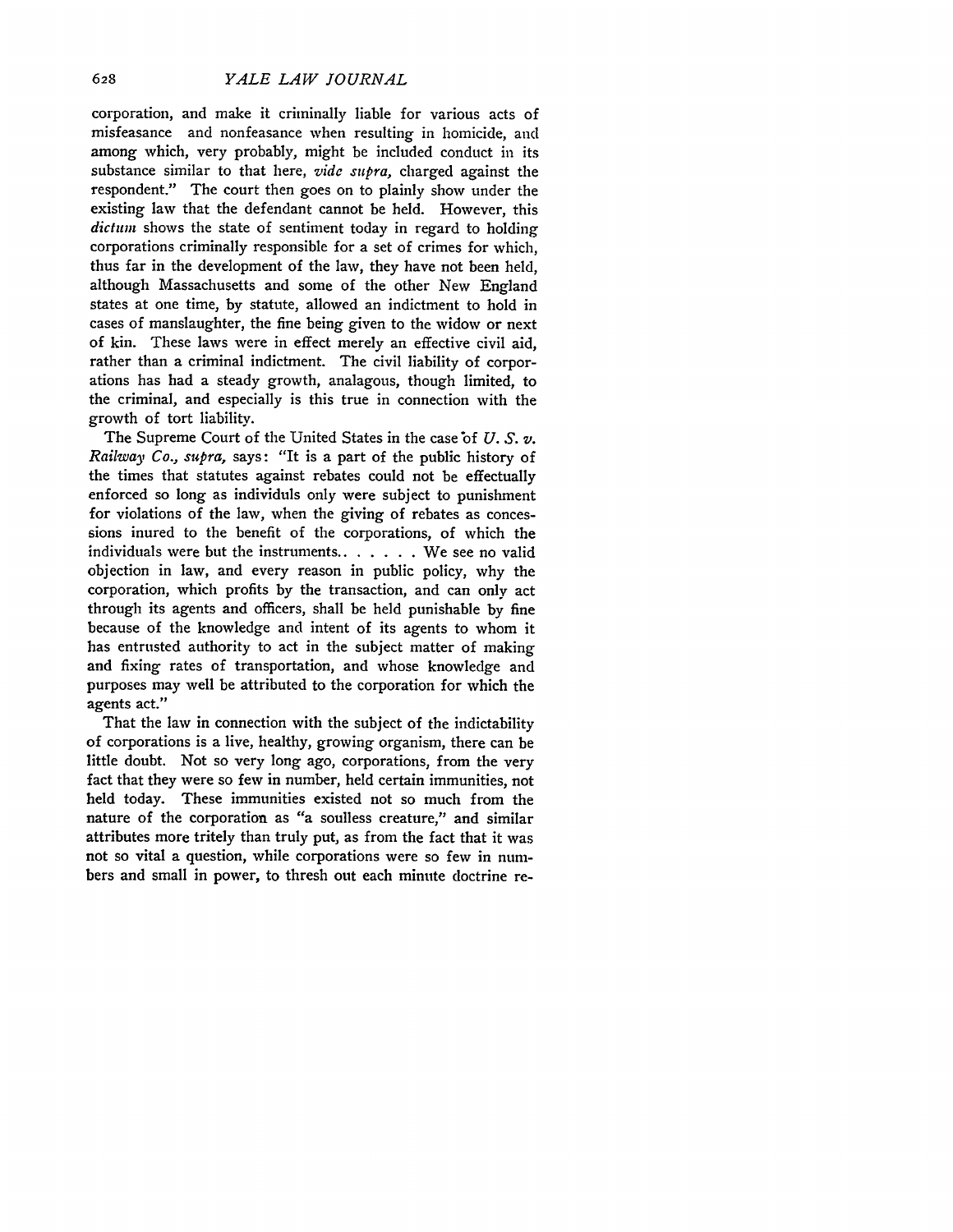corporation, and make it criminally liable for various acts of misfeasance and nonfeasance when resulting in homicide, and among which, very probably, might be included conduct in its substance similar to that here, *vide supra*, charged against the respondent." The court then goes on to plainly show under the existing law that the defendant cannot be held. However, this *dictum* shows the state of sentiment today in regard to holding corporations criminally responsible for a set of crimes for which, thus far in the development of the law, they have not been held, although Massachusetts and some of the other New England states at one time, by statute, allowed an indictment to hold in cases of manslaughter, the fine being given to the widow or next of kin. These laws were in effect merely an effective civil aid, rather than a criminal indictment. The civil liability of corporations has had a steady growth, analagous, though limited, to the criminal, and especially is this true in connection with the growth of tort liability.

The Supreme Court of the United States in the case of *U. S. v. Railway Co., supra*, says: "It is a part of the public history of the times that statutes against rebates could not be effectually enforced so long as individuls only were subject to punishment for violations of the law, when the giving of rebates as concessions inured to the benefit of the corporations, of which the individuals were but the instruments. . . . . . . We see no valid objection in law, and every reason in public policy, why the corporation, which profits by the transaction, and can only act through its agents and officers, shall be held punishable by fine because of the knowledge and intent of its agents to whom it has entrusted authority to act in the subject matter of making and fixing rates of transportation, and whose knowledge and purposes may well be attributed to the corporation for which the agents act."

That the law in connection with the subject of the indictability of corporations is a live, healthy, growing organism, there can be little doubt. Not so very long ago, corporations, from the very fact that they were so few in number, held certain immunities, not held today. These immunities existed not so much from the nature of the corporation as "a soulless creature," and similar attributes more tritely than truly put, as from the fact that it was not so vital a question, while corporations were so few in numbers and small in power, to thresh out each minute doctrine re-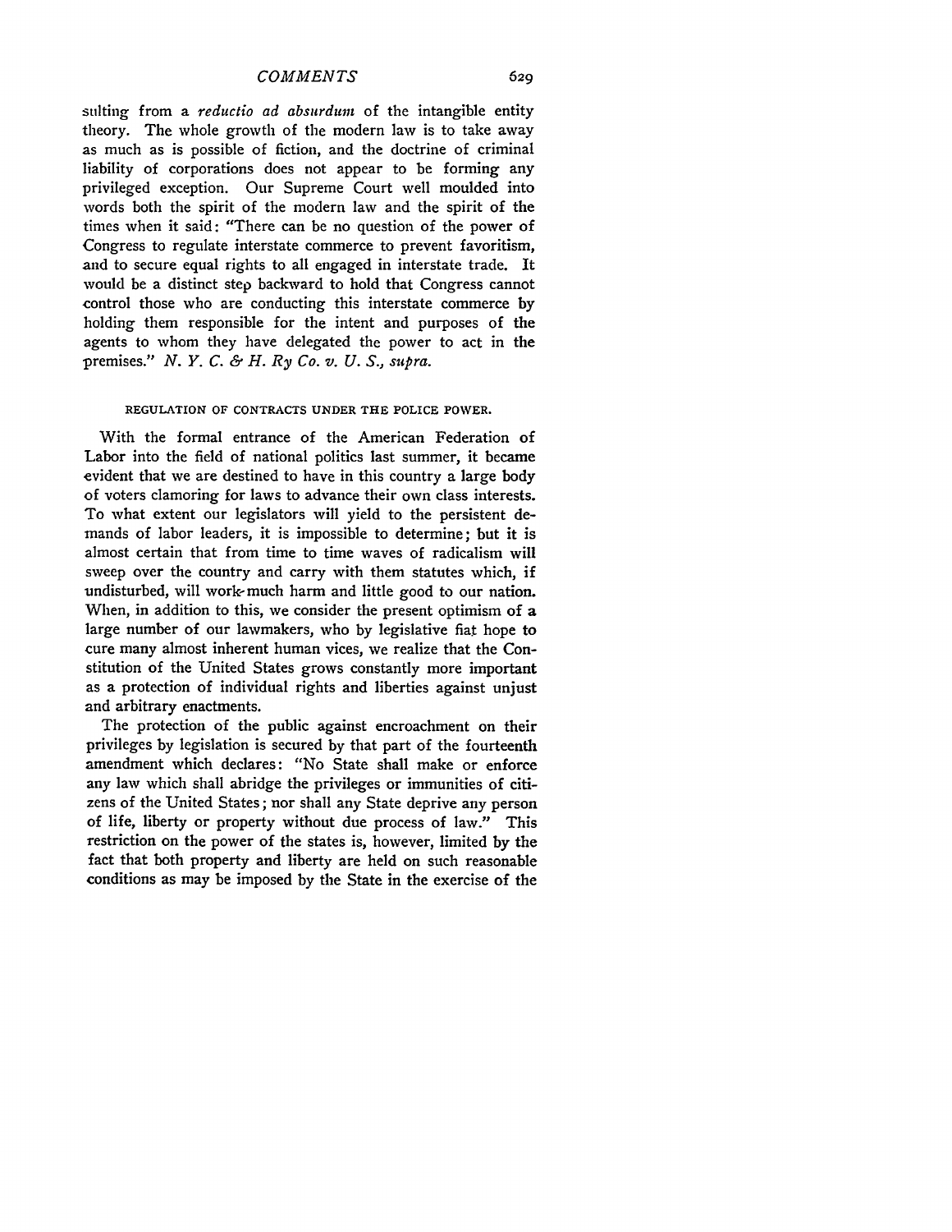sulting from a *reductio ad absurdum* of the intangible entity theory. The whole growth of the modern law is to take away as much as is possible of fiction, and the doctrine of criminal liability of corporations does not appear to be forming any privileged exception. Our Supreme Court well moulded into words both the spirit of the modern law and the spirit of the times when it said: "There can be no question of the power of Congress to regulate interstate commerce to prevent favoritism, and to secure equal rights to all engaged in interstate trade. It would be a distinct step backward to hold that Congress cannot control those who are conducting this interstate commerce by holding them responsible for the intent and purposes of the agents to whom they have delegated the power to act in the premises." *N. Y. C. & H. Ry Co. v. U. S., supra.*

## REGULATION OF CONTRACTS UNDER THE POLICE POWER.

With the formal entrance of the American Federation of Labor into the field of national politics last summer, it became evident that we are destined to have in this country a large body of voters clamoring for laws to advance their own class interests. To what extent our legislators will yield to the persistent demands of labor leaders, it is impossible to determine; but it is almost certain that from time to time waves of radicalism will sweep over the country and carry with them statutes which, if undisturbed, will work much harm and little good to our nation. When, in addition to this, we consider the present optimism of a large number of our lawmakers, who by legislative fiat hope to cure many almost inherent human vices, we realize that the Constitution of the United States grows constantly more important as a protection of individual rights and liberties against unjust and arbitrary enactments.

The protection of the public against encroachment on their privileges by legislation is secured by that part of the fourteenth amendment which declares: "No State shall make or enforce any law which shall abridge the privileges or immunities of citizens of the United States; nor shall any State deprive any person of life, liberty or property without due process of law." This restriction on the power of the states is, however, limited by the fact that both property and liberty are held on such reasonable conditions as may be imposed by the State in the exercise of the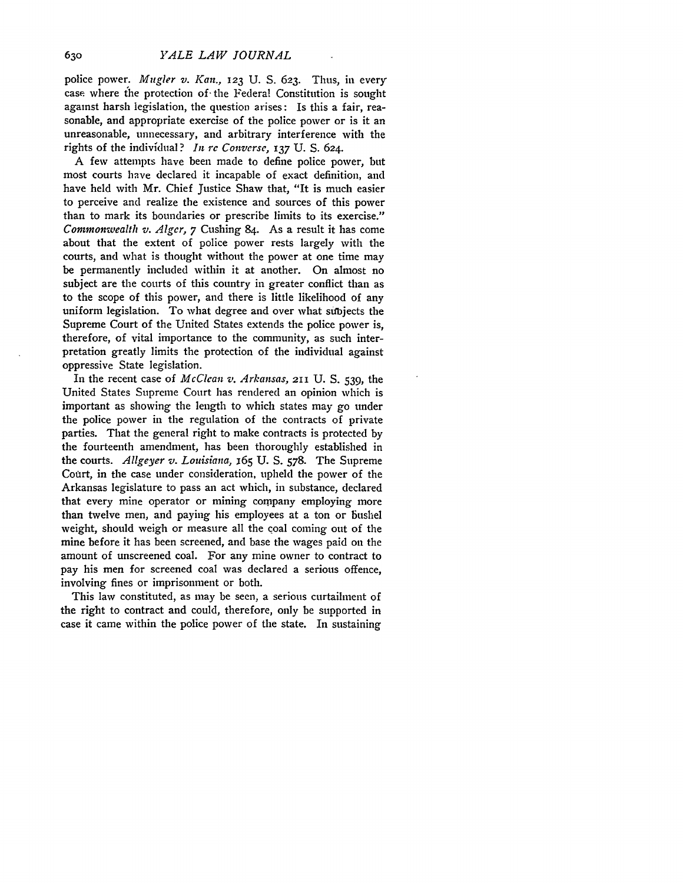police power. *Mugler v. Kan.*, 123 U. S. 623. Thus, in every case where the protection of the Federal Constitution is sought against harsh legislation, the question arises: Is this a fair, reasonable, and appropriate exercise of the police power or is it an unreasonable, unnecessary, and arbitrary interference with the rights of the individual? *In re Converse*, 137 U. S. 624.

A few attempts have been made to define police power, but most courts have declared it incapable of exact definition, and have held with Mr. Chief Justice Shaw that, "It is much easier to perceive and realize the existence and sources of this power than to mark its boundaries or prescribe limits to its exercise." *Commonwealth v. Alger*, 7 Cushing 84. As a result it has come about that the extent of police power rests largely with the courts, and what is thought without the power at one time may be permanently included within it at another. On almost no subject are the courts of this country in greater conflict than as to the scope of this power, and there is little likelihood of any uniform legislation. To what degree and over what subjects the Supreme Court of the United States extends the police power is, therefore, of vital importance to the community, as such interpretation greatly limits the protection of the individual against oppressive State legislation.

In the recent case of *McClean v. Arkansas*, 211 U. S. 539, the United States Supreme Court has rendered an opinion which is important as showing the length to which states may go under the police power in the regulation of the contracts of private parties. That the general right to make contracts is protected by the fourteenth amendment, has been thoroughly established in the courts. *Allgeyer v. Louisiana*, 165 U. S. 578. The Supreme Court, in the case under consideration, upheld the power of the Arkansas legislature to pass an act which, in substance, declared that every mine operator or mining company employing more than twelve men, and paying his employees at a ton or bushel weight, should weigh or measure all the coal coming out of the mine before it has been screened, and base the wages paid on the amount of unscreened coal. For any mine owner to contract to pay his men for screened coal was declared a serious offence, involving fines or imprisonment or both.

This law constituted, as may be seen, a serious curtailment of the right to contract and could, therefore, only be supported in case it came within the police power of the state. In sustaining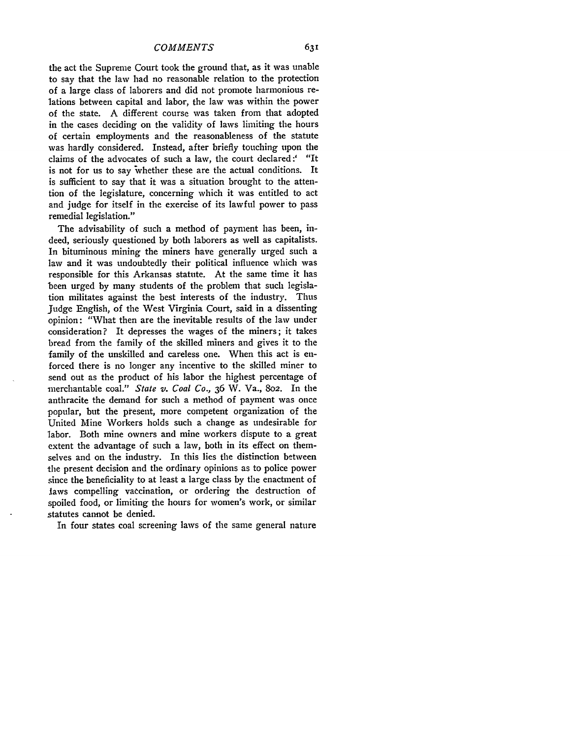the act the Supreme Court took the ground that, as it was unable to say that the law had no reasonable relation to the protection of a large class of laborers and did not promote harmonious relations between capital and labor, the law was within the power of the state. A different course was taken from that adopted in the cases deciding on the validity of laws limiting the hours of certain employments and the reasonableness of the statute was hardly considered. Instead, after briefly touching upon the claims of the advocates of such a law, the court declared: "It is not for us to say whether these are the actual conditions. It is sufficient to say that it was a situation brought to the attention of the legislature, concerning which it was entitled to act and judge for itself in the exercise of its lawful power to pass remedial legislation."

The advisability of such a method of payment has been, indeed, seriously questioned by both laborers as well as capitalists. In bituminous mining the miners have generally urged such a law and it was undoubtedly their political influence which was responsible for this Arkansas statute. At the same time it has been urged by many students of the problem that such legislation militates against the best interests of the industry. Thus Judge English, of the West Virginia Court, said in a dissenting opinion: "What then are the inevitable results of the law under consideration? It depresses the wages of the miners; it takes bread from the family of the skilled miners and gives it to the family of the unskilled and careless one. When this act is enforced there is no longer any incentive to the skilled miner to send out as the product of his labor the highest percentage of merchantable coal." *State v. Coal Co.*, 36 W. Va., 802. In the anthracite the demand for such a method of payment was once popular, but the present, more competent organization of the United Mine Workers holds such a change as undesirable for labor. Both mine owners and mine workers dispute to a great extent the advantage of such a law, both in its effect on themselves and on the industry. In this lies the distinction between the present decision and the ordinary opinions as to police power since the beneficiality to at least a large class by the enactment of laws compelling vaccination, or ordering the destruction of spoiled food, or limiting the hours for women's work, or similar statutes cannot be denied.

In four states coal screening laws of the same general nature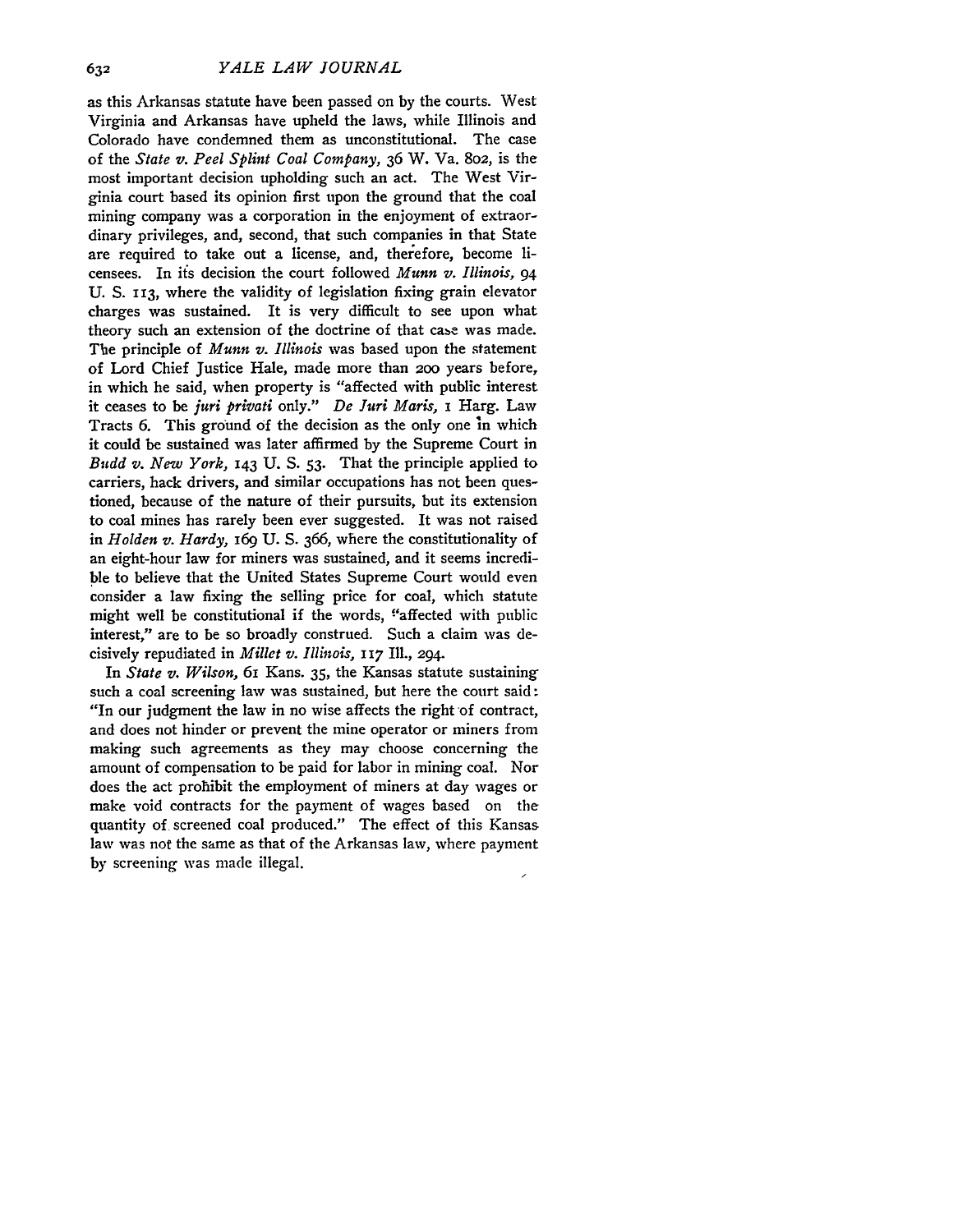as this Arkansas statute have been passed on by the courts. West Virginia and Arkansas have upheld the laws, while Illinois and Colorado have condemned them as unconstitutional. The case of the *State v. Peel Splint Coal Company*, 36 W. Va. 802, is the most important decision upholding such an act. The West Virginia court based its opinion first upon the ground that the coal mining company was a corporation in the enjoyment of extraordinary privileges, and, second, that such companies in that State are required to take out a license, and, therefore, become licensees. In its decision the court followed *Munn v. Illinois*, 94 U. S. 113, where the validity of legislation fixing grain elevator charges was sustained. It is very difficult to see upon what theory such an extension of the doctrine of that case was made. The principle of *Munn v. Illinois* was based upon the statement of Lord Chief Justice Hale, made more than 200 years before, in which he said, when property is "affected with public interest it ceases to be *juri privati* only." *De Juri Maris*, 1 Harg. Law Tracts 6. This ground of the decision as the only one in which it could be sustained was later affirmed by the Supreme Court in *Budd v. New York*, 143 U. S. 53. That the principle applied to carriers, hack drivers, and similar occupations has not been questioned, because of the nature of their pursuits, but its extension to coal mines has rarely been ever suggested. It was not raised in *Holden v. Hardy*, 169 U. S. 366, where the constitutionality of an eight-hour law for miners was sustained, and it seems incredible to believe that the United States Supreme Court would even consider a law fixing the selling price for coal, which statute might well be constitutional if the words, "affected with public interest," are to be so broadly construed. Such a claim was decisively repudiated in *Millet v. Illinois*, 117 Ill., 294.

In *State v. Wilson*, 61 Kans. 35, the Kansas statute sustaining such a coal screening law was sustained, but here the court said: "In our judgment the law in no wise affects the right of contract, and does not hinder or prevent the mine operator or miners from making such agreements as they may choose concerning the amount of compensation to be paid for labor in mining coal. Nor does the act prohibit the employment of miners at day wages or make void contracts for the payment of wages based on the quantity of screened coal produced." The effect of this Kansas law was not the same as that of the Arkansas law, where payment by screening was made illegal.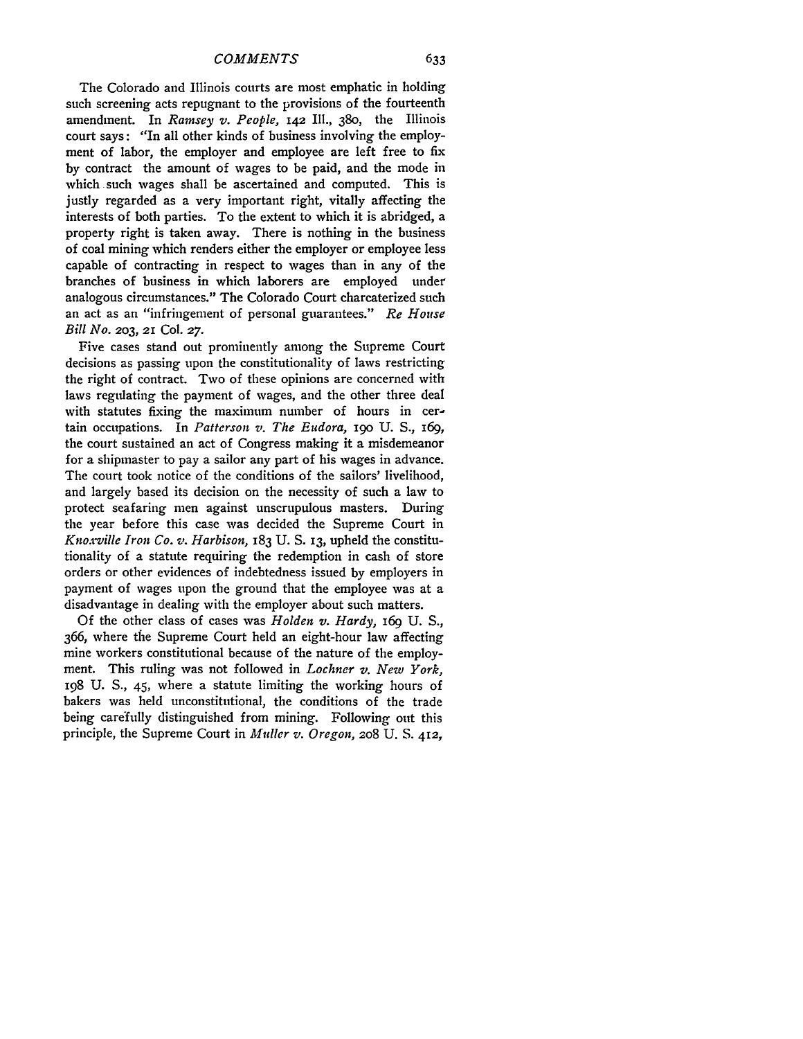The Colorado and Illinois courts are most emphatic in holding such screening acts repugnant to the provisions of the fourteenth amendment. In *Ramsey v. People*, 142 Ill., 380, the Illinois court says: "In all other kinds of business involving the employment of labor, the employer and employee are left free to fix by contract the amount of wages to be paid, and the mode in which such wages shall be ascertained and computed. This is justly regarded as a very important right, vitally affecting the interests of both parties. To the extent to which it is abridged, a property right is taken away. There is nothing in the business of coal mining which renders either the employer or employee less capable of contracting in respect to wages than in any of the branches of business in which laborers are employed under analogous circumstances." The Colorado Court charcaterized such an act as an "infringement of personal guarantees." *Re House Bill No.* 203, 21 Col. 27.

Five cases stand out prominently among the Supreme Court decisions as passing upon the constitutionality of laws restricting the right of contract. Two of these opinions are concerned with laws regulating the payment of wages, and the other three deal with statutes fixing the maximum number of hours in certain occupations. In *Patterson v. The Eudora*, 190 U. S., 169, the court sustained an act of Congress making it a misdemeanor for a shipmaster to pay a sailor any part of his wages in advance. The court took notice of the conditions of the sailors' livelihood, and largely based its decision on the necessity of such a law to protect seafaring men against unscrupulous masters. During the year before this case was decided the Supreme Court in *Knoxville Iron Co. v. Harbison*, 183 U. S. 13, upheld the constitutionality of a statute requiring the redemption in cash of store orders or other evidences of indebtedness issued by employers in payment of wages upon the ground that the employee was at a disadvantage in dealing with the employer about such matters.

Of the other class of cases was *Holden v. Hardy*, 169 U. S., 366, where the Supreme Court held an eight-hour law affecting mine workers constitutional because of the nature of the employment. This ruling was not followed in *Lochner v. New York*, 198 U. S., 45, where a statute limiting the working hours of bakers was held unconstitutional, the conditions of the trade being carefully distinguished from mining. Following out this principle, the Supreme Court in *Muller v. Oregon*, 208 U. S. 412,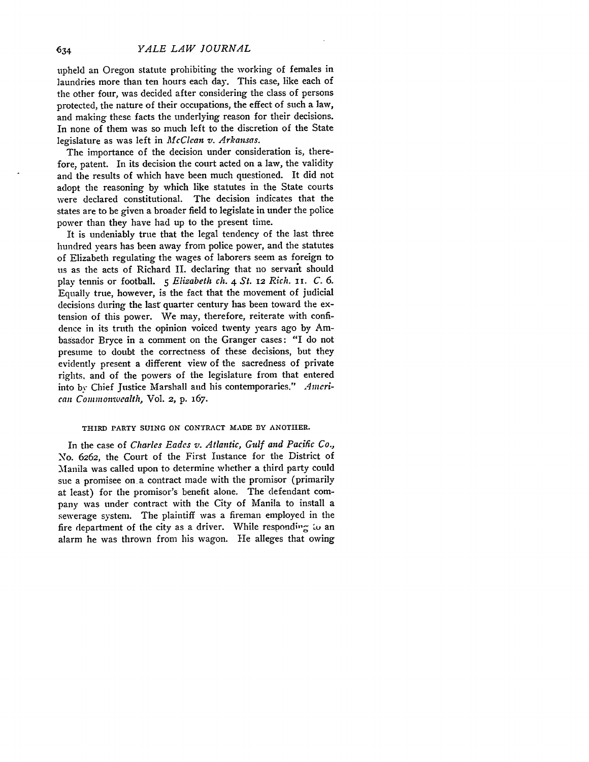upheld an Oregon statute prohibiting the working of females in laundries more than ten hours each day. This case, like each of the other four, was decided after considering the class of persons protected, the nature of their occupations, the effect of such a law, and making these facts the underlying reason for their decisions. In none of them was so much left to the discretion of the State legislature as was left in *McClean v. Arkansas.*

The importance of the decision under consideration is, therefore, patent. In its decision the court acted on a law, the validity and the results of which have been much questioned. It did not adopt the reasoning by which like statutes in the State courts were declared constitutional. The decision indicates that the states are to be given a broader field to legislate in under the police power than they have had up to the present time.

It is undeniably true that the legal tendency of the last three hundred years has been away from police power, and the statutes of Elizabeth regulating the wages of laborers seem as foreign to us as the acts of Richard II. declaring that no servant should play tennis or football. *5 Elizabeth ch. 4 St. 12 Rich. II. C. 6.* Equally true, however, is the fact that the movement of judicial decisions during the last quarter century has been toward the extension of this power. We may, therefore, reiterate with confidence in its truth the opinion voiced twenty years ago by Ambassador Bryce in a comment on the Granger cases: "I do not presume to doubt the correctness of these decisions, but they evidently present a different view of the sacredness of private rights, and of the powers of the legislature from that entered into by Chief Justice Marshall and his contemporaries." *American Commonwealth,* Vol. 2, p. 167.

### THIRD PARTY SUING ON CONTRACT MADE BY ANOTHER.

In the case of *Charles Eades v. Atlantic, Gulf and Pacific Co.,* No. 6262, the Court of the First Instance for the District of Manila was called upon to determine whether a third party could sue a promisee on a contract made with the promisor (primarily at least) for the promisor's benefit alone. The defendant company was under contract with the City of Manila to install a sewerage system. The plaintiff was a fireman employed in the fire department of the city as a driver. While responding to an alarm he was thrown from his wagon. He alleges that owing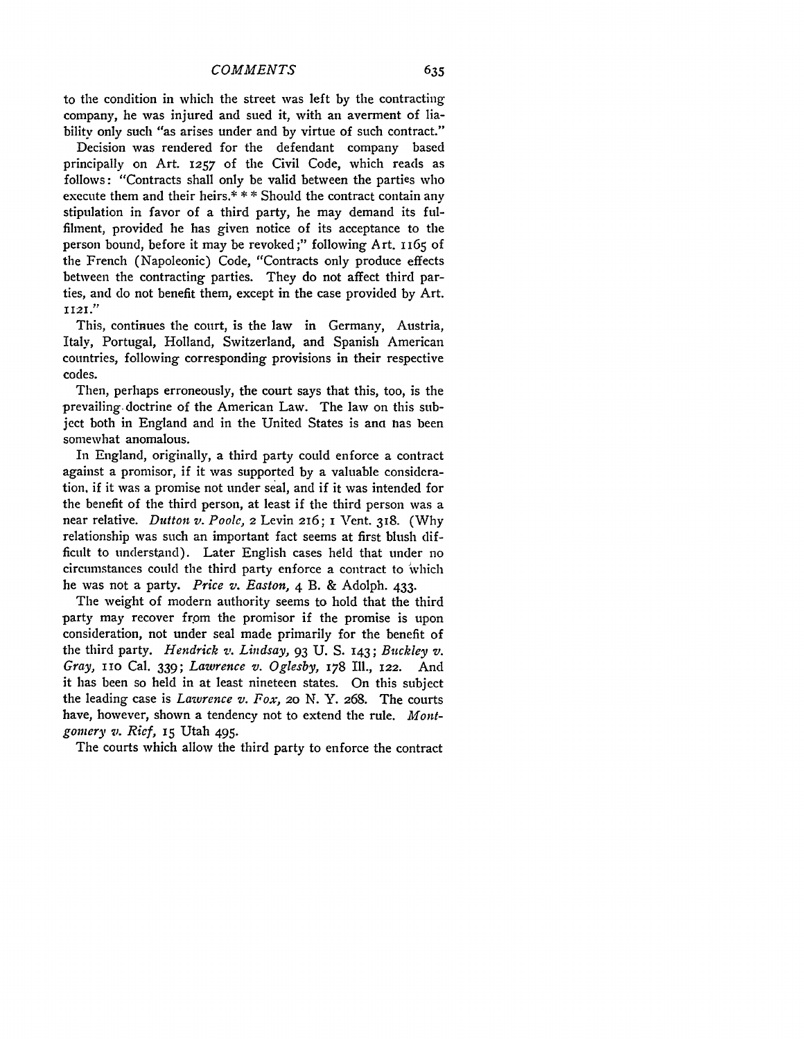to the condition in which the street was left by the contracting company, he was injured and sued it, with an averment of liability only such "as arises under and by virtue of such contract."

Decision was rendered for the defendant company based principally on Art. 1257 of the Civil Code, which reads as follows: "Contracts shall only be valid between the parties who execute them and their heirs.* * * Should the contract contain any stipulation in favor of a third party, he may demand its fulfilment, provided he has given notice of its acceptance to the person bound, before it may be revoked;" following Art. 1165 of the French (Napoleonic) Code, "Contracts only produce effects between the contracting parties. They do not affect third parties, and do not benefit them, except in the case provided by Art. 1121."

This, continues the court, is the law in Germany, Austria, Italy, Portugal, Holland, Switzerland, and Spanish American countries, following corresponding provisions in their respective codes.

Then, perhaps erroneously, the court says that this, too, is the prevailing doctrine of the American Law. The law on this subject both in England and in the United States is and has been somewhat anomalous.

In England, originally, a third party could enforce a contract against a promisor, if it was supported by a valuable consideration, if it was a promise not under seal, and if it was intended for the benefit of the third person, at least if the third person was a near relative. *Dutton v. Poole,* 2 Levin 216; 1 Vent. 318. (Why relationship was such an important fact seems at first blush difficult to understand). Later English cases held that under no circumstances could the third party enforce a contract to which he was not a party. *Price v. Easton,* 4 B. & Adolph. 433.

The weight of modern authority seems to hold that the third party may recover from the promisor if the promise is upon consideration, not under seal made primarily for the benefit of the third party. *Hendrick v. Lindsay,* 93 U. S. 143; *Buckley v. Gray,* 110 Cal. 339; *Lawrence v. Oglesby,* 178 Ill., 122. And it has been so held in at least nineteen states. On this subject the leading case is *Lawrence v. Fox,* 20 N. Y. 268. The courts have, however, shown a tendency not to extend the rule. *Montgomery v. Rief,* 15 Utah 495.

The courts which allow the third party to enforce the contract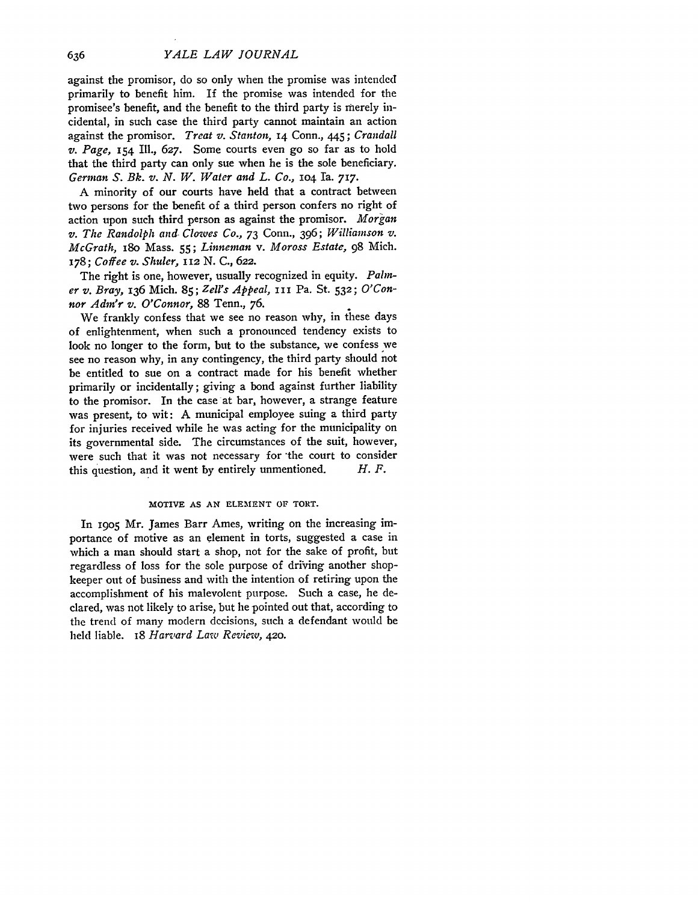against the promisor, do so only when the promise was intended primarily to benefit him. If the promise was intended for the promisee's benefit, and the benefit to the third party is merely incidental, in such case the third party cannot maintain an action against the promisor. *Treat v. Stanton,* 14 Conn., 445; *Crandall v. Page,* 154 Ill., 627. Some courts even go so far as to hold that the third party can only sue when he is the sole beneficiary. *German S. Bk. v. N. W. Water and L. Co.,* 104 Ia. 717.

A minority of our courts have held that a contract between two persons for the benefit of a third person confers no right of action upon such third person as against the promisor. *Morgan v. The Randolph and Clowes Co.,* 73 Conn., 396; *Williamson v. McGrath,* 180 Mass. 55; *Linneman* v. *Moross Estate,* 98 Mich. 178; *Coffee v. Shuler,* 112 N. C., 622.

The right is one, however, usually recognized in equity. *Palmer v. Bray,* 136 Mich. 85; *Zell's Appeal,* 111 Pa. St. 532; *O'Connor Adm'r v. O'Connor,* 88 Tenn., 76.

We frankly confess that we see no reason why, in these days of enlightenment, when such a pronounced tendency exists to look no longer to the form, but to the substance, we confess we see no reason why, in any contingency, the third party should not be entitled to sue on a contract made for his benefit whether primarily or incidentally; giving a bond against further liability to the promisor. In the case at bar, however, a strange feature was present, to wit: A municipal employee suing a third party for injuries received while he was acting for the municipality on its governmental side. The circumstances of the suit, however, were such that it was not necessary for the court to consider this question, and it went by entirely unmentioned. *H. F.*

### MOTIVE AS AN ELEMENT OF TORT.

In 1905 Mr. James Barr Ames, writing on the increasing importance of motive as an element in torts, suggested a case in which a man should start a shop, not for the sake of profit, but regardless of loss for the sole purpose of driving another shopkeeper out of business and with the intention of retiring upon the accomplishment of his malevolent purpose. Such a case, he declared, was not likely to arise, but he pointed out that, according to the trend of many modern decisions, such a defendant would be held liable. 18 *Harvard Law Review,* 420.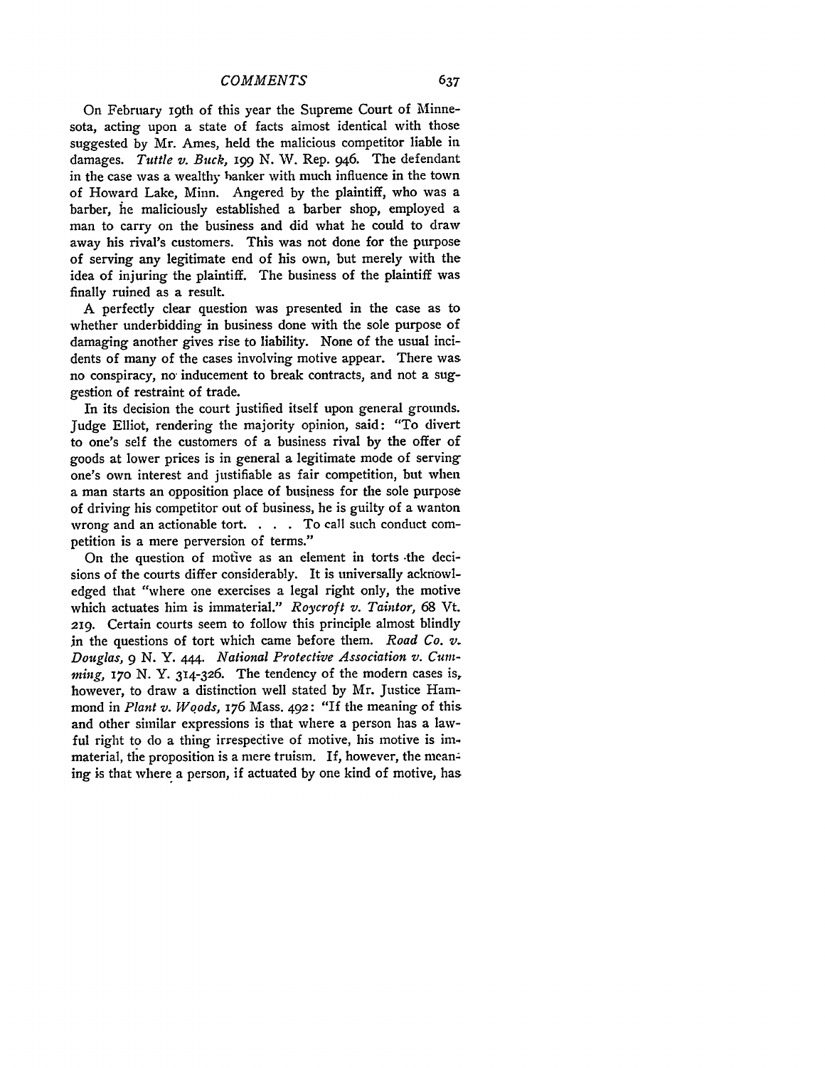On February 19th of this year the Supreme Court of Minnesota, acting upon a state of facts almost identical with those suggested by Mr. Ames, held the malicious competitor liable in damages. *Tuttle v. Buck*, 199 N. W. Rep. 946. The defendant in the case was a wealthy banker with much influence in the town of Howard Lake, Minn. Angered by the plaintiff, who was a barber, he maliciously established a barber shop, employed a man to carry on the business and did what he could to draw away his rival's customers. This was not done for the purpose of serving any legitimate end of his own, but merely with the idea of injuring the plaintiff. The business of the plaintiff was finally ruined as a result.

A perfectly clear question was presented in the case as to whether underbidding in business done with the sole purpose of damaging another gives rise to liability. None of the usual incidents of many of the cases involving motive appear. There was no conspiracy, no inducement to break contracts, and not a suggestion of restraint of trade.

In its decision the court justified itself upon general grounds. Judge Elliot, rendering the majority opinion, said: "To divert to one's self the customers of a business rival by the offer of goods at lower prices is in general a legitimate mode of serving one's own interest and justifiable as fair competition, but when a man starts an opposition place of business for the sole purpose of driving his competitor out of business, he is guilty of a wanton wrong and an actionable tort. . . . To call such conduct competition is a mere perversion of terms."

On the question of motive as an element in torts the decisions of the courts differ considerably. It is universally acknowledged that "where one exercises a legal right only, the motive which actuates him is immaterial." *Roycroft v. Taintor*, 68 Vt. 219. Certain courts seem to follow this principle almost blindly in the questions of tort which came before them. *Road Co. v. Douglas*, 9 N. Y. 444. *National Protective Association v. Cumming*, 170 N. Y. 314-326. The tendency of the modern cases is, however, to draw a distinction well stated by Mr. Justice Hammond in *Plant v. Woods*, 176 Mass. 492: "If the meaning of this and other similar expressions is that where a person has a lawful right to do a thing irrespective of motive, his motive is immaterial, the proposition is a mere truism. If, however, the meaning is that where a person, if actuated by one kind of motive, has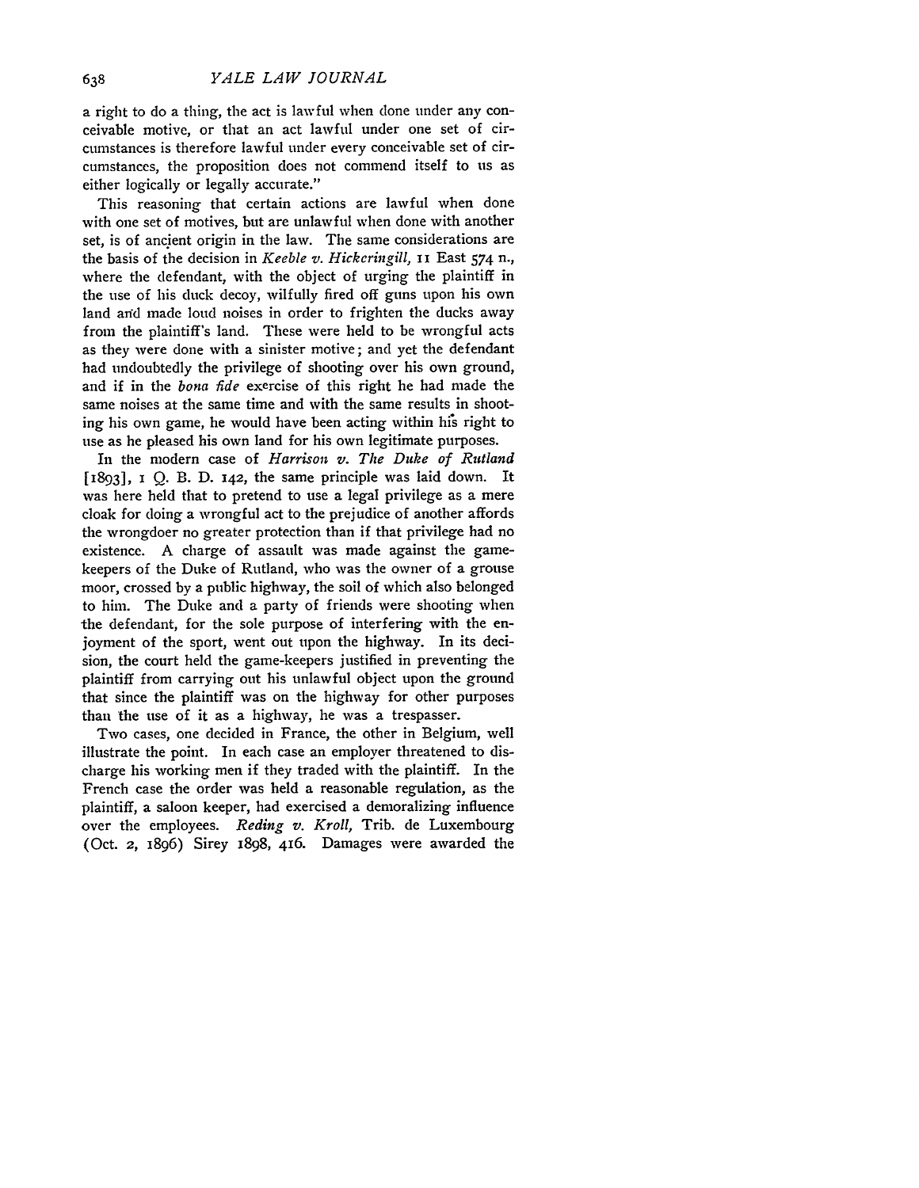a right to do a thing, the act is lawful when done under any conceivable motive, or that an act lawful under one set of circumstances is therefore lawful under every conceivable set of circumstances, the proposition does not commend itself to us as either logically or legally accurate."

This reasoning that certain actions are lawful when done with one set of motives, but are unlawful when done with another set, is of ancient origin in the law. The same considerations are the basis of the decision in *Keeble v. Hickeringill*, 11 East 574 n., where the defendant, with the object of urging the plaintiff in the use of his duck decoy, wilfully fired off guns upon his own land and made loud noises in order to frighten the ducks away from the plaintiff's land. These were held to be wrongful acts as they were done with a sinister motive; and yet the defendant had undoubtedly the privilege of shooting over his own ground, and if in the *bona fide* exercise of this right he had made the same noises at the same time and with the same results in shooting his own game, he would have been acting within his right to use as he pleased his own land for his own legitimate purposes.

In the modern case of *Harrison v. The Duke of Rutland* [1893], 1 Q. B. D. 142, the same principle was laid down. It was here held that to pretend to use a legal privilege as a mere cloak for doing a wrongful act to the prejudice of another affords the wrongdoer no greater protection than if that privilege had no existence. A charge of assault was made against the game-keepers of the Duke of Rutland, who was the owner of a grouse moor, crossed by a public highway, the soil of which also belonged to him. The Duke and a party of friends were shooting when the defendant, for the sole purpose of interfering with the enjoyment of the sport, went out upon the highway. In its decision, the court held the game-keepers justified in preventing the plaintiff from carrying out his unlawful object upon the ground that since the plaintiff was on the highway for other purposes than the use of it as a highway, he was a trespasser.

Two cases, one decided in France, the other in Belgium, well illustrate the point. In each case an employer threatened to discharge his working men if they traded with the plaintiff. In the French case the order was held a reasonable regulation, as the plaintiff, a saloon keeper, had exercised a demoralizing influence over the employees. *Reding v. Kroll*, Trib. de Luxembourg (Oct. 2, 1896) Sirey 1898, 416. Damages were awarded the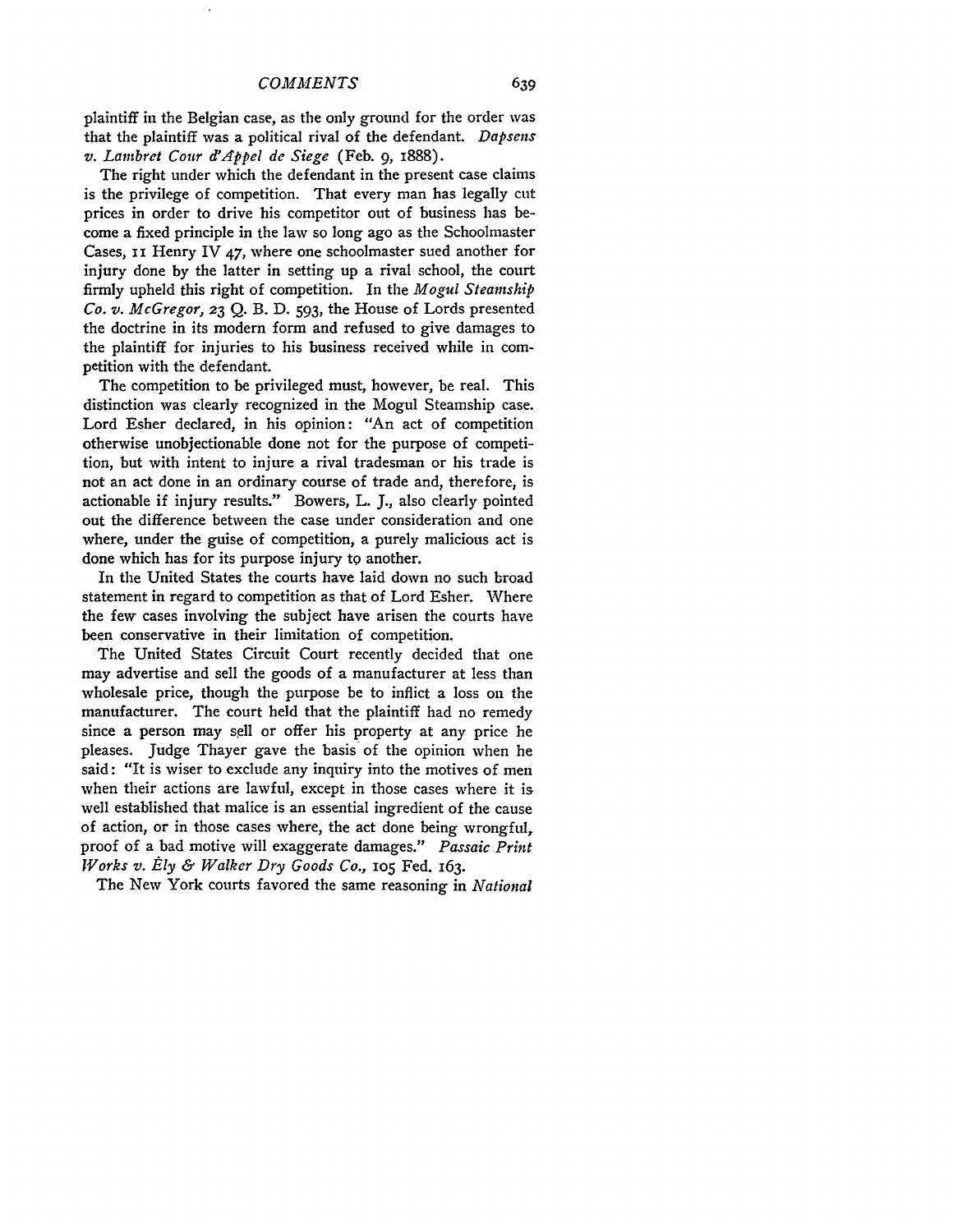plaintiff in the Belgian case, as the only ground for the order was that the plaintiff was a political rival of the defendant. *Dapsens v. Lambret Cour d'Appel de Siege* (Feb. 9, 1888).

The right under which the defendant in the present case claims is the privilege of competition. That every man has legally cut prices in order to drive his competitor out of business has become a fixed principle in the law so long ago as the Schoolmaster Cases, 11 Henry IV 47, where one schoolmaster sued another for injury done by the latter in setting up a rival school, the court firmly upheld this right of competition. In the *Mogul Steamship Co. v. McGregor,* 23 Q. B. D. 593, the House of Lords presented the doctrine in its modern form and refused to give damages to the plaintiff for injuries to his business received while in competition with the defendant.

The competition to be privileged must, however, be real. This distinction was clearly recognized in the Mogul Steamship case. Lord Esher declared, in his opinion: "An act of competition otherwise unobjectionable done not for the purpose of competition, but with intent to injure a rival tradesman or his trade is not an act done in an ordinary course of trade and, therefore, is actionable if injury results." Bowers, L. J., also clearly pointed out the difference between the case under consideration and one where, under the guise of competition, a purely malicious act is done which has for its purpose injury to another.

In the United States the courts have laid down no such broad statement in regard to competition as that of Lord Esher. Where the few cases involving the subject have arisen the courts have been conservative in their limitation of competition.

The United States Circuit Court recently decided that one may advertise and sell the goods of a manufacturer at less than wholesale price, though the purpose be to inflict a loss on the manufacturer. The court held that the plaintiff had no remedy since a person may sell or offer his property at any price he pleases. Judge Thayer gave the basis of the opinion when he said: "It is wiser to exclude any inquiry into the motives of men when their actions are lawful, except in those cases where it is well established that malice is an essential ingredient of the cause of action, or in those cases where, the act done being wrongful, proof of a bad motive will exaggerate damages." *Passaic Print Works v. Ely & Walker Dry Goods Co.,* 105 Fed. 163.

The New York courts favored the same reasoning in *National*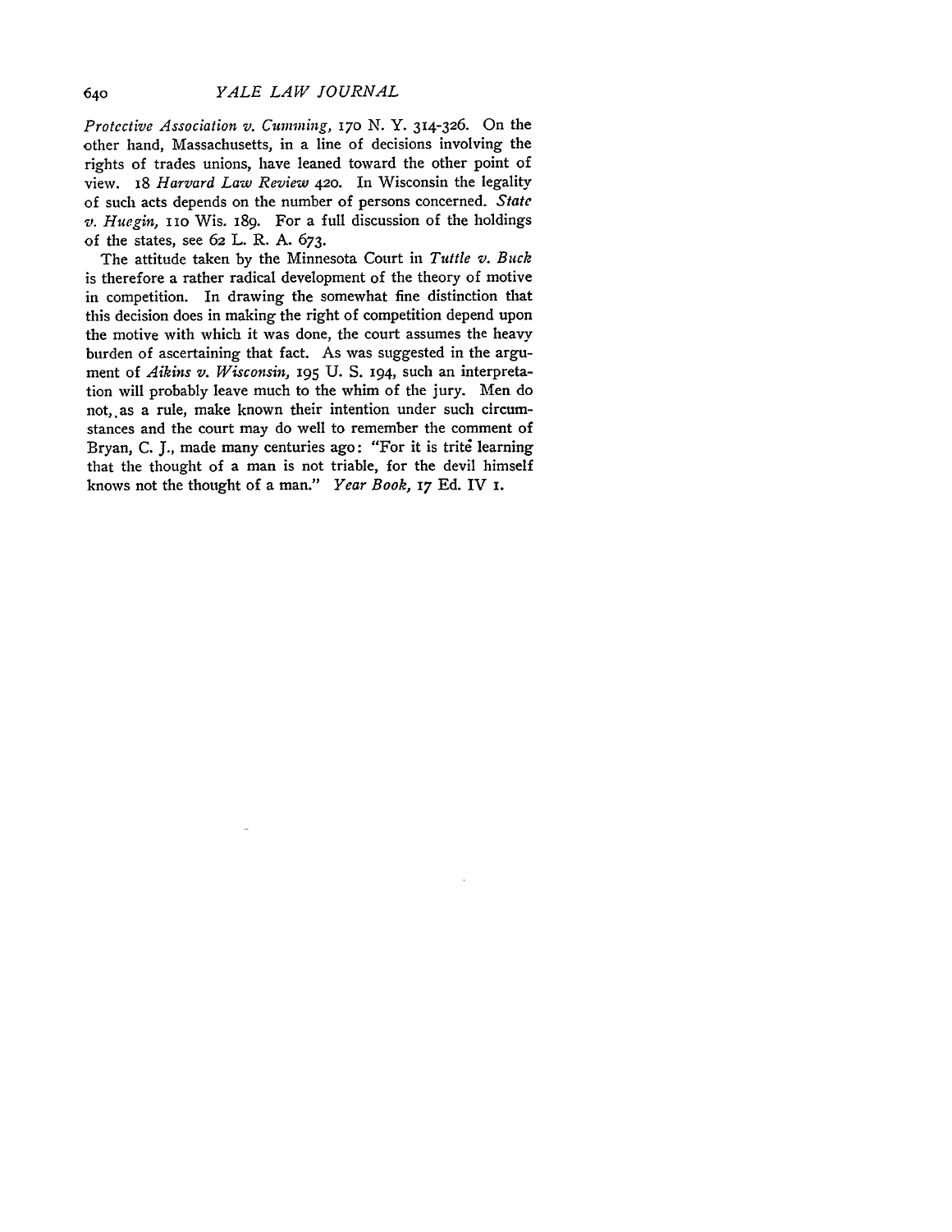*Protective Association v. Cumming,* 170 N. Y. 314-326. On the other hand, Massachusetts, in a line of decisions involving the rights of trades unions, have leaned toward the other point of view. 18 *Harvard Law Review* 420. In Wisconsin the legality of such acts depends on the number of persons concerned. *State v. Huegin,* 110 Wis. 189. For a full discussion of the holdings of the states, see 62 L. R. A. 673.

The attitude taken by the Minnesota Court in *Tuttle v. Buck* is therefore a rather radical development of the theory of motive in competition. In drawing the somewhat fine distinction that this decision does in making the right of competition depend upon the motive with which it was done, the court assumes the heavy burden of ascertaining that fact. As was suggested in the argument of *Aikins v. Wisconsin,* 195 U. S. 194, such an interpretation will probably leave much to the whim of the jury. Men do not, as a rule, make known their intention under such circumstances and the court may do well to remember the comment of Bryan, C. J., made many centuries ago: "For it is trite learning that the thought of a man is not triable, for the devil himself knows not the thought of a man." *Year Book,* 17 Ed. IV 1.